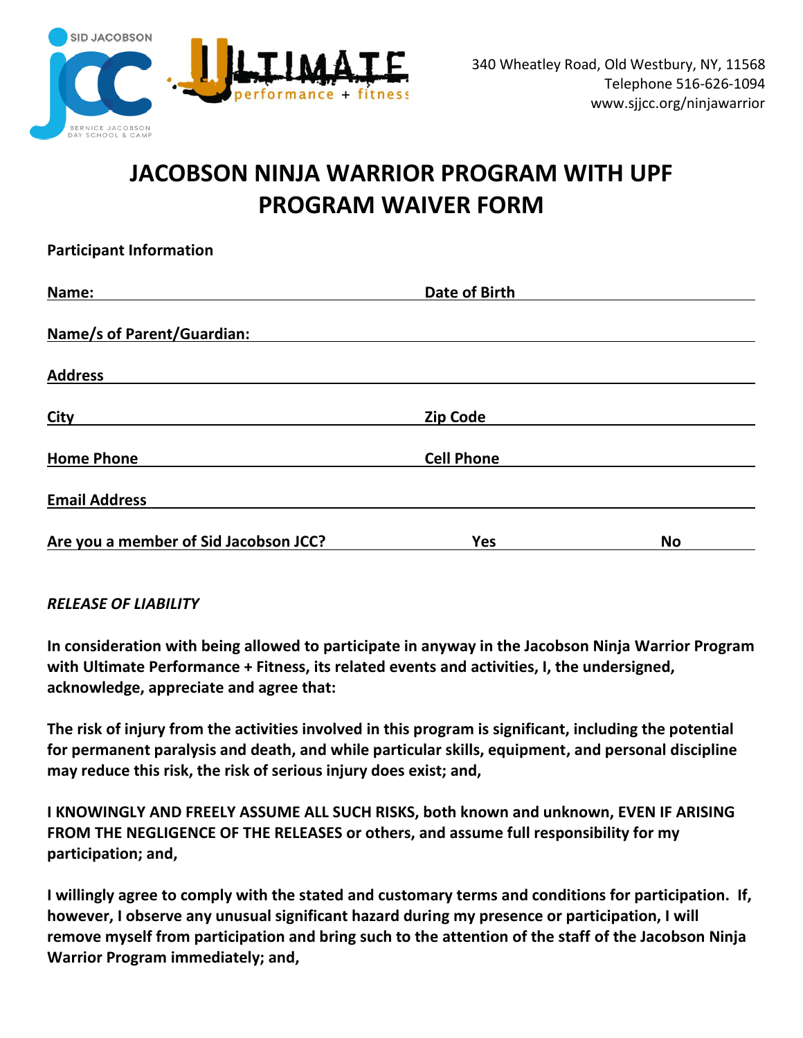SID JACOBSON JCC

BERNICE JACOBSON DAY SCHOOL & CAMP

ULTIMATE performance + fitness

340 Wheatley Road, Old Westbury, NY, 11568
Telephone 516-626-1094
www.sjjcc.org/ninjawarrior

# JACOBSON NINJA WARRIOR PROGRAM WITH UPF PROGRAM WAIVER FORM

**Participant Information**

**Name:** \_\_\_\_\_\_\_\_\_\_\_\_\_\_\_\_\_\_\_\_ **Date of Birth** \_\_\_\_\_\_\_\_\_\_\_\_\_\_\_\_\_\_\_\_

**Name/s of Parent/Guardian:** \_\_\_\_\_\_\_\_\_\_\_\_\_\_\_\_\_\_\_\_\_\_\_\_\_\_\_\_\_\_\_\_\_\_\_\_\_\_\_\_

**Address** \_\_\_\_\_\_\_\_\_\_\_\_\_\_\_\_\_\_\_\_\_\_\_\_\_\_\_\_\_\_\_\_\_\_\_\_\_\_\_\_\_\_\_\_\_\_\_\_\_\_\_\_\_\_

**City** \_\_\_\_\_\_\_\_\_\_\_\_\_\_\_\_\_\_\_\_ **Zip Code** \_\_\_\_\_\_\_\_\_\_\_\_\_\_\_\_\_\_\_\_

**Home Phone** \_\_\_\_\_\_\_\_\_\_\_\_\_\_\_\_\_\_\_\_ **Cell Phone** \_\_\_\_\_\_\_\_\_\_\_\_\_\_\_\_\_\_\_\_

**Email Address** \_\_\_\_\_\_\_\_\_\_\_\_\_\_\_\_\_\_\_\_\_\_\_\_\_\_\_\_\_\_\_\_\_\_\_\_\_\_\_\_\_\_\_\_\_\_\_\_

**Are you a member of Sid Jacobson JCC?** **Yes** \_\_\_\_\_\_\_\_\_\_ **No** \_\_\_\_\_\_\_\_\_\_

*RELEASE OF LIABILITY*

**In consideration with being allowed to participate in anyway in the Jacobson Ninja Warrior Program with Ultimate Performance + Fitness, its related events and activities, I, the undersigned, acknowledge, appreciate and agree that:**

**The risk of injury from the activities involved in this program is significant, including the potential for permanent paralysis and death, and while particular skills, equipment, and personal discipline may reduce this risk, the risk of serious injury does exist; and,**

**I KNOWINGLY AND FREELY ASSUME ALL SUCH RISKS, both known and unknown, EVEN IF ARISING FROM THE NEGLIGENCE OF THE RELEASES or others, and assume full responsibility for my participation; and,**

**I willingly agree to comply with the stated and customary terms and conditions for participation. If, however, I observe any unusual significant hazard during my presence or participation, I will remove myself from participation and bring such to the attention of the staff of the Jacobson Ninja Warrior Program immediately; and,**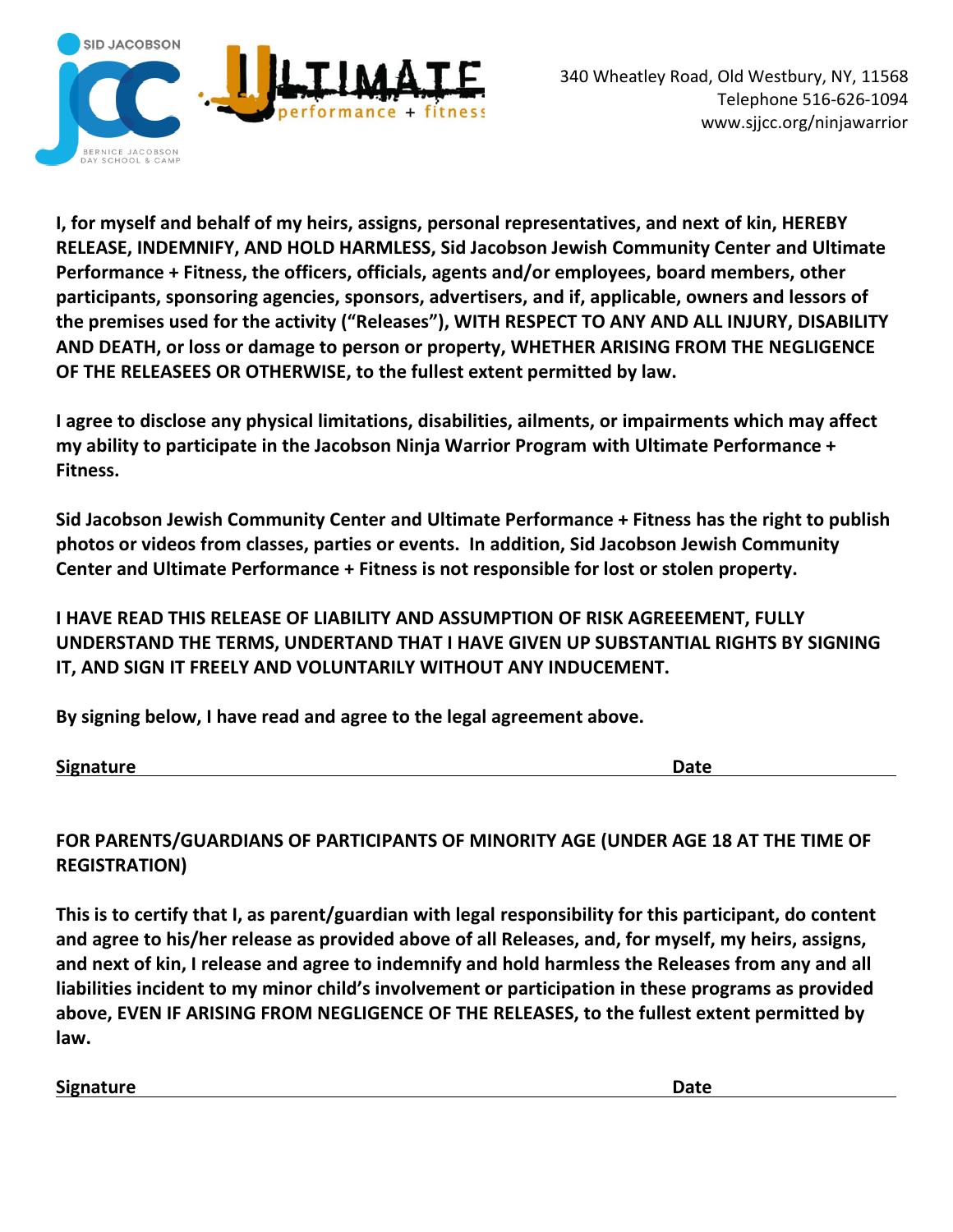340 Wheatley Road, Old Westbury, NY, 11568
Telephone 516-626-1094
www.sjjcc.org/ninjawarrior

**I, for myself and behalf of my heirs, assigns, personal representatives, and next of kin, HEREBY RELEASE, INDEMNIFY, AND HOLD HARMLESS, Sid Jacobson Jewish Community Center and Ultimate Performance + Fitness, the officers, officials, agents and/or employees, board members, other participants, sponsoring agencies, sponsors, advertisers, and if, applicable, owners and lessors of the premises used for the activity ("Releases"), WITH RESPECT TO ANY AND ALL INJURY, DISABILITY AND DEATH, or loss or damage to person or property, WHETHER ARISING FROM THE NEGLIGENCE OF THE RELEASEES OR OTHERWISE, to the fullest extent permitted by law.**

**I agree to disclose any physical limitations, disabilities, ailments, or impairments which may affect my ability to participate in the Jacobson Ninja Warrior Program with Ultimate Performance + Fitness.**

**Sid Jacobson Jewish Community Center and Ultimate Performance + Fitness has the right to publish photos or videos from classes, parties or events. In addition, Sid Jacobson Jewish Community Center and Ultimate Performance + Fitness is not responsible for lost or stolen property.**

**I HAVE READ THIS RELEASE OF LIABILITY AND ASSUMPTION OF RISK AGREEEMENT, FULLY UNDERSTAND THE TERMS, UNDERTAND THAT I HAVE GIVEN UP SUBSTANTIAL RIGHTS BY SIGNING IT, AND SIGN IT FREELY AND VOLUNTARILY WITHOUT ANY INDUCEMENT.**

**By signing below, I have read and agree to the legal agreement above.**

**Signature** ______________________________ **Date** ______________

**FOR PARENTS/GUARDIANS OF PARTICIPANTS OF MINORITY AGE (UNDER AGE 18 AT THE TIME OF REGISTRATION)**

**This is to certify that I, as parent/guardian with legal responsibility for this participant, do content and agree to his/her release as provided above of all Releases, and, for myself, my heirs, assigns, and next of kin, I release and agree to indemnify and hold harmless the Releases from any and all liabilities incident to my minor child's involvement or participation in these programs as provided above, EVEN IF ARISING FROM NEGLIGENCE OF THE RELEASES, to the fullest extent permitted by law.**

**Signature** ______________________________ **Date** ______________